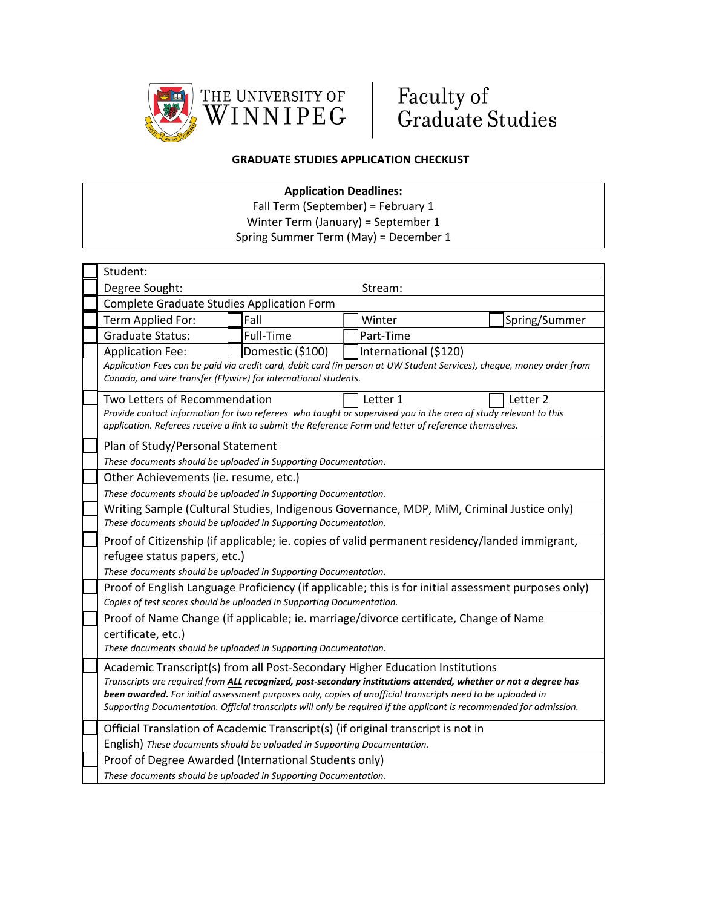The University of Winnipeg | Faculty of Graduate Studies

## GRADUATE STUDIES APPLICATION CHECKLIST

**Application Deadlines:**
Fall Term (September) = February 1
Winter Term (January) = September 1
Spring Summer Term (May) = December 1

| ☐ | Student: | | | |
|---|---|---|---|---|
| ☐ | Degree Sought: | | Stream: | |
| ☐ | Complete Graduate Studies Application Form | | | |
| ☐ | Term Applied For: | ☐ Fall | ☐ Winter | ☐ Spring/Summer |
| ☐ | Graduate Status: | ☐ Full-Time | ☐ Part-Time | |
| ☐ | Application Fee: | ☐ Domestic ($100) | ☐ International ($120) | |
| | *Application Fees can be paid via credit card, debit card (in person at UW Student Services), cheque, money order from Canada, and wire transfer (Flywire) for international students.* | | | |
| ☐ | Two Letters of Recommendation | | ☐ Letter 1 | ☐ Letter 2 |
| | *Provide contact information for two referees who taught or supervised you in the area of study relevant to this application. Referees receive a link to submit the Reference Form and letter of reference themselves.* | | | |
| ☐ | Plan of Study/Personal Statement<br>*These documents should be uploaded in Supporting Documentation.* | | | |
| ☐ | Other Achievements (ie. resume, etc.)<br>*These documents should be uploaded in Supporting Documentation.* | | | |
| ☐ | Writing Sample (Cultural Studies, Indigenous Governance, MDP, MiM, Criminal Justice only)<br>*These documents should be uploaded in Supporting Documentation.* | | | |
| ☐ | Proof of Citizenship (if applicable; ie. copies of valid permanent residency/landed immigrant, refugee status papers, etc.)<br>*These documents should be uploaded in Supporting Documentation.* | | | |
| ☐ | Proof of English Language Proficiency (if applicable; this is for initial assessment purposes only)<br>*Copies of test scores should be uploaded in Supporting Documentation.* | | | |
| ☐ | Proof of Name Change (if applicable; ie. marriage/divorce certificate, Change of Name certificate, etc.)<br>*These documents should be uploaded in Supporting Documentation.* | | | |
| ☐ | Academic Transcript(s) from all Post-Secondary Higher Education Institutions<br>*Transcripts are required from **ALL recognized, post-secondary institutions attended, whether or not a degree has been awarded.** For initial assessment purposes only, copies of unofficial transcripts need to be uploaded in Supporting Documentation. Official transcripts will only be required if the applicant is recommended for admission.* | | | |
| ☐ | Official Translation of Academic Transcript(s) (if original transcript is not in English) *These documents should be uploaded in Supporting Documentation.* | | | |
| ☐ | Proof of Degree Awarded (International Students only)<br>*These documents should be uploaded in Supporting Documentation.* | | | |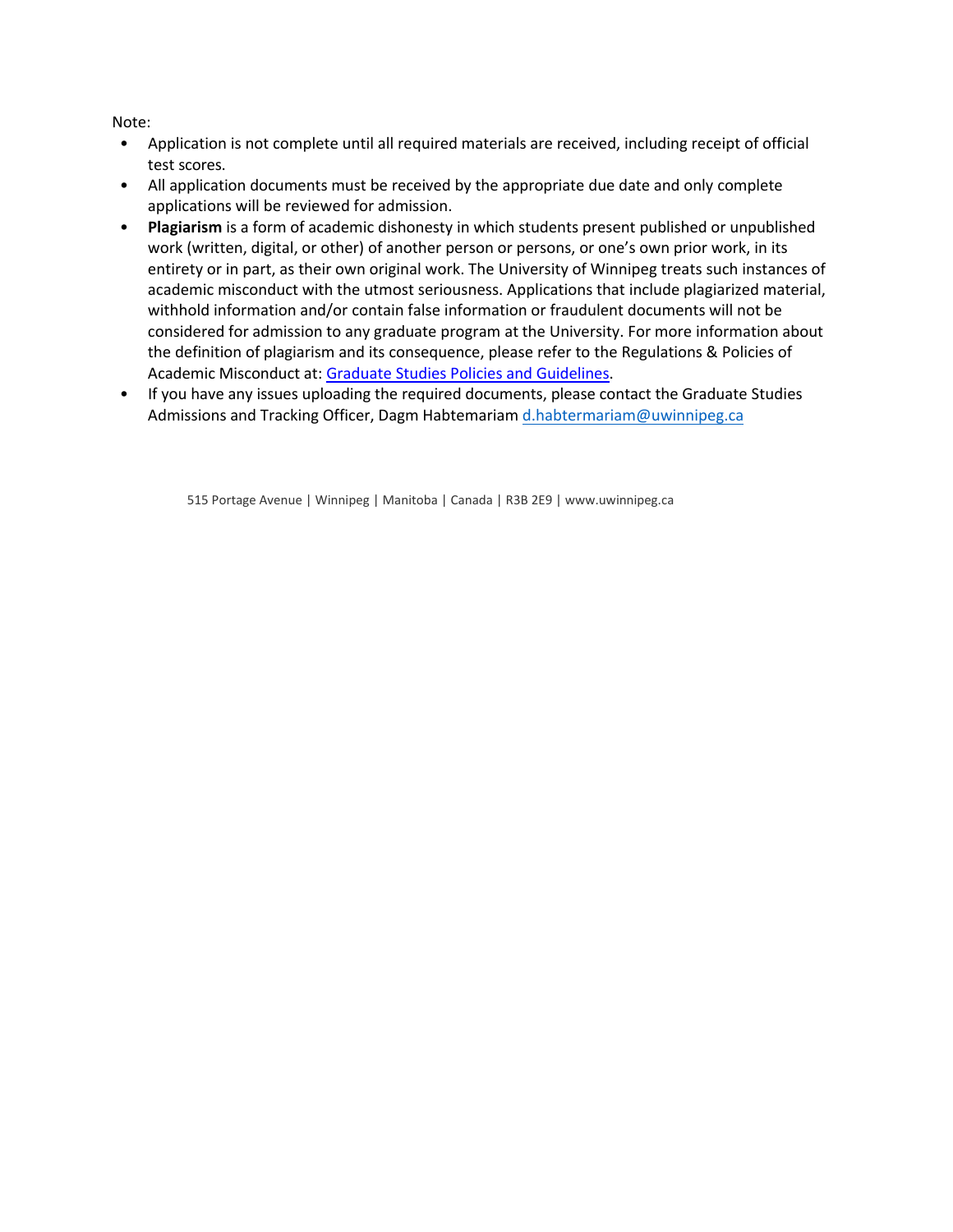Note:

- Application is not complete until all required materials are received, including receipt of official test scores.
- All application documents must be received by the appropriate due date and only complete applications will be reviewed for admission.
- **Plagiarism** is a form of academic dishonesty in which students present published or unpublished work (written, digital, or other) of another person or persons, or one's own prior work, in its entirety or in part, as their own original work. The University of Winnipeg treats such instances of academic misconduct with the utmost seriousness. Applications that include plagiarized material, withhold information and/or contain false information or fraudulent documents will not be considered for admission to any graduate program at the University. For more information about the definition of plagiarism and its consequence, please refer to the Regulations & Policies of Academic Misconduct at: Graduate Studies Policies and Guidelines.
- If you have any issues uploading the required documents, please contact the Graduate Studies Admissions and Tracking Officer, Dagm Habtemariam d.habtermariam@uwinnipeg.ca